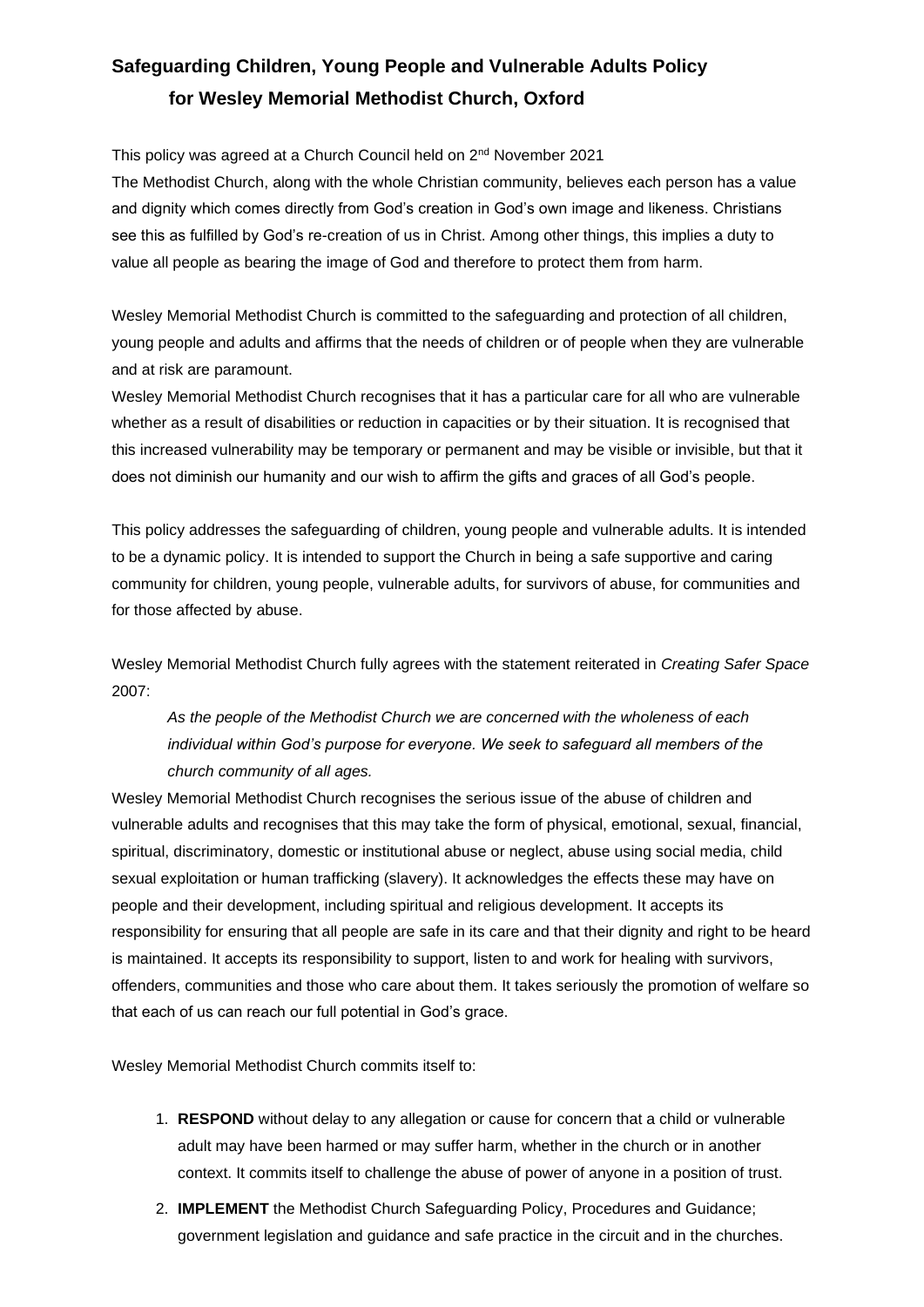# Safeguarding Children, Young People and Vulnerable Adults Policy for Wesley Memorial Methodist Church, Oxford

This policy was agreed at a Church Council held on 2nd November 2021

The Methodist Church, along with the whole Christian community, believes each person has a value and dignity which comes directly from God's creation in God's own image and likeness. Christians see this as fulfilled by God's re-creation of us in Christ. Among other things, this implies a duty to value all people as bearing the image of God and therefore to protect them from harm.

Wesley Memorial Methodist Church is committed to the safeguarding and protection of all children, young people and adults and affirms that the needs of children or of people when they are vulnerable and at risk are paramount.

Wesley Memorial Methodist Church recognises that it has a particular care for all who are vulnerable whether as a result of disabilities or reduction in capacities or by their situation. It is recognised that this increased vulnerability may be temporary or permanent and may be visible or invisible, but that it does not diminish our humanity and our wish to affirm the gifts and graces of all God's people.

This policy addresses the safeguarding of children, young people and vulnerable adults. It is intended to be a dynamic policy. It is intended to support the Church in being a safe supportive and caring community for children, young people, vulnerable adults, for survivors of abuse, for communities and for those affected by abuse.

Wesley Memorial Methodist Church fully agrees with the statement reiterated in *Creating Safer Space* 2007:

> *As the people of the Methodist Church we are concerned with the wholeness of each individual within God's purpose for everyone. We seek to safeguard all members of the church community of all ages.*

Wesley Memorial Methodist Church recognises the serious issue of the abuse of children and vulnerable adults and recognises that this may take the form of physical, emotional, sexual, financial, spiritual, discriminatory, domestic or institutional abuse or neglect, abuse using social media, child sexual exploitation or human trafficking (slavery). It acknowledges the effects these may have on people and their development, including spiritual and religious development. It accepts its responsibility for ensuring that all people are safe in its care and that their dignity and right to be heard is maintained. It accepts its responsibility to support, listen to and work for healing with survivors, offenders, communities and those who care about them. It takes seriously the promotion of welfare so that each of us can reach our full potential in God's grace.

Wesley Memorial Methodist Church commits itself to:

1. **RESPOND** without delay to any allegation or cause for concern that a child or vulnerable adult may have been harmed or may suffer harm, whether in the church or in another context. It commits itself to challenge the abuse of power of anyone in a position of trust.
2. **IMPLEMENT** the Methodist Church Safeguarding Policy, Procedures and Guidance; government legislation and guidance and safe practice in the circuit and in the churches.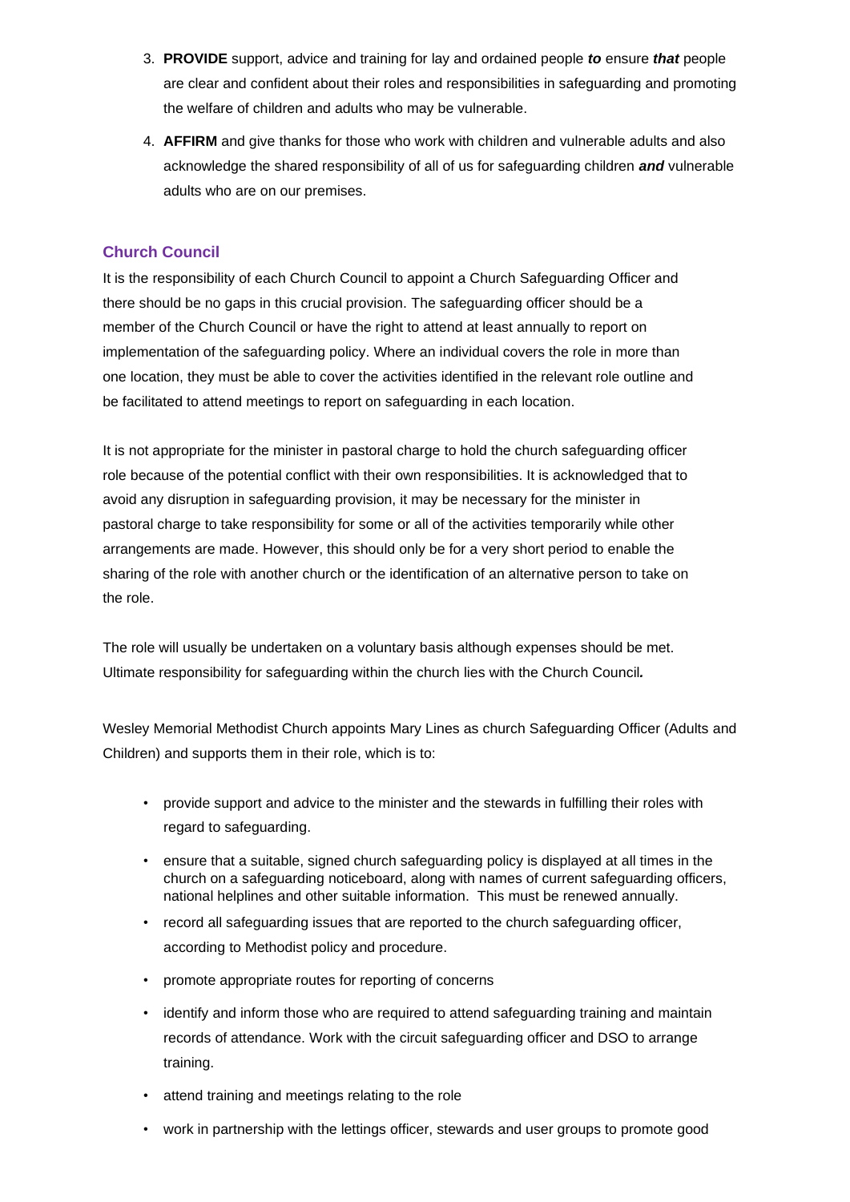3. **PROVIDE** support, advice and training for lay and ordained people ***to*** ensure ***that*** people are clear and confident about their roles and responsibilities in safeguarding and promoting the welfare of children and adults who may be vulnerable.

4. **AFFIRM** and give thanks for those who work with children and vulnerable adults and also acknowledge the shared responsibility of all of us for safeguarding children ***and*** vulnerable adults who are on our premises.

## Church Council

It is the responsibility of each Church Council to appoint a Church Safeguarding Officer and there should be no gaps in this crucial provision. The safeguarding officer should be a member of the Church Council or have the right to attend at least annually to report on implementation of the safeguarding policy. Where an individual covers the role in more than one location, they must be able to cover the activities identified in the relevant role outline and be facilitated to attend meetings to report on safeguarding in each location.

It is not appropriate for the minister in pastoral charge to hold the church safeguarding officer role because of the potential conflict with their own responsibilities. It is acknowledged that to avoid any disruption in safeguarding provision, it may be necessary for the minister in pastoral charge to take responsibility for some or all of the activities temporarily while other arrangements are made. However, this should only be for a very short period to enable the sharing of the role with another church or the identification of an alternative person to take on the role.

The role will usually be undertaken on a voluntary basis although expenses should be met. Ultimate responsibility for safeguarding within the church lies with the Church Council***.***

Wesley Memorial Methodist Church appoints Mary Lines as church Safeguarding Officer (Adults and Children) and supports them in their role, which is to:

- provide support and advice to the minister and the stewards in fulfilling their roles with regard to safeguarding.
- ensure that a suitable, signed church safeguarding policy is displayed at all times in the church on a safeguarding noticeboard, along with names of current safeguarding officers, national helplines and other suitable information. This must be renewed annually.
- record all safeguarding issues that are reported to the church safeguarding officer, according to Methodist policy and procedure.
- promote appropriate routes for reporting of concerns
- identify and inform those who are required to attend safeguarding training and maintain records of attendance. Work with the circuit safeguarding officer and DSO to arrange training.
- attend training and meetings relating to the role
- work in partnership with the lettings officer, stewards and user groups to promote good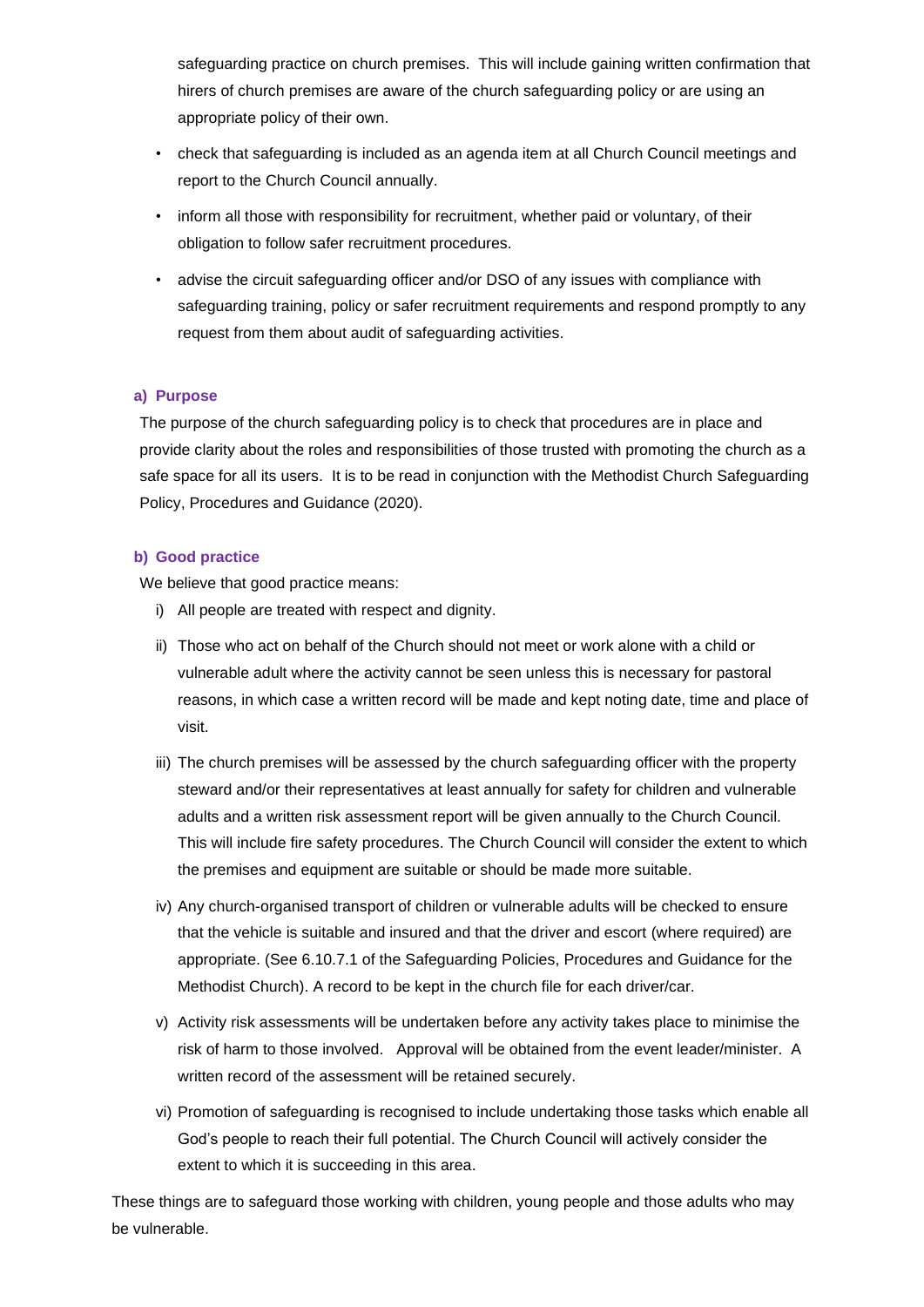safeguarding practice on church premises. This will include gaining written confirmation that hirers of church premises are aware of the church safeguarding policy or are using an appropriate policy of their own.

- check that safeguarding is included as an agenda item at all Church Council meetings and report to the Church Council annually.
- inform all those with responsibility for recruitment, whether paid or voluntary, of their obligation to follow safer recruitment procedures.
- advise the circuit safeguarding officer and/or DSO of any issues with compliance with safeguarding training, policy or safer recruitment requirements and respond promptly to any request from them about audit of safeguarding activities.

### a) Purpose

The purpose of the church safeguarding policy is to check that procedures are in place and provide clarity about the roles and responsibilities of those trusted with promoting the church as a safe space for all its users. It is to be read in conjunction with the Methodist Church Safeguarding Policy, Procedures and Guidance (2020).

### b) Good practice

We believe that good practice means:

i) All people are treated with respect and dignity.

ii) Those who act on behalf of the Church should not meet or work alone with a child or vulnerable adult where the activity cannot be seen unless this is necessary for pastoral reasons, in which case a written record will be made and kept noting date, time and place of visit.

iii) The church premises will be assessed by the church safeguarding officer with the property steward and/or their representatives at least annually for safety for children and vulnerable adults and a written risk assessment report will be given annually to the Church Council. This will include fire safety procedures. The Church Council will consider the extent to which the premises and equipment are suitable or should be made more suitable.

iv) Any church-organised transport of children or vulnerable adults will be checked to ensure that the vehicle is suitable and insured and that the driver and escort (where required) are appropriate. (See 6.10.7.1 of the Safeguarding Policies, Procedures and Guidance for the Methodist Church). A record to be kept in the church file for each driver/car.

v) Activity risk assessments will be undertaken before any activity takes place to minimise the risk of harm to those involved. Approval will be obtained from the event leader/minister. A written record of the assessment will be retained securely.

vi) Promotion of safeguarding is recognised to include undertaking those tasks which enable all God's people to reach their full potential. The Church Council will actively consider the extent to which it is succeeding in this area.

These things are to safeguard those working with children, young people and those adults who may be vulnerable.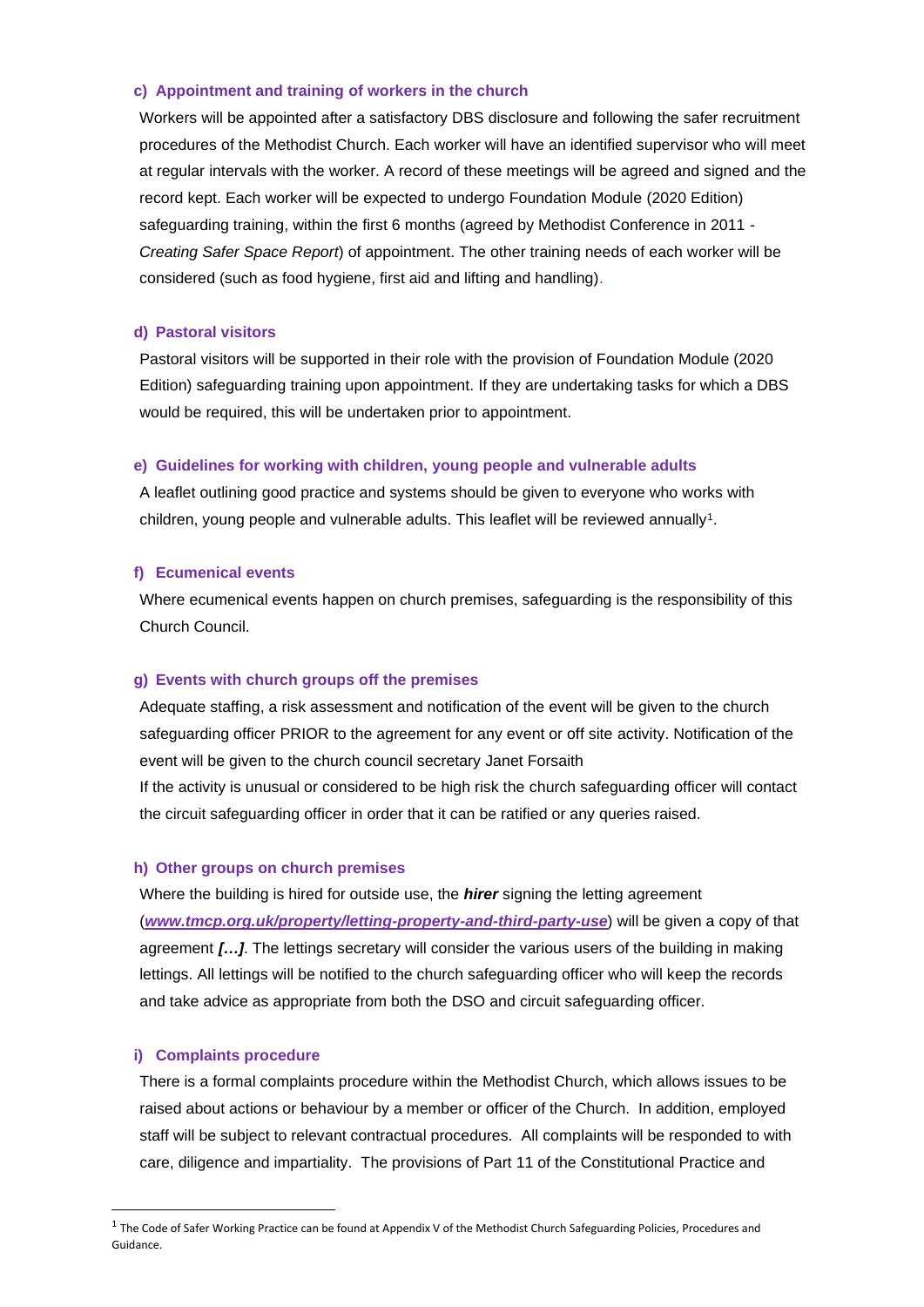### c) Appointment and training of workers in the church

Workers will be appointed after a satisfactory DBS disclosure and following the safer recruitment procedures of the Methodist Church. Each worker will have an identified supervisor who will meet at regular intervals with the worker. A record of these meetings will be agreed and signed and the record kept. Each worker will be expected to undergo Foundation Module (2020 Edition) safeguarding training, within the first 6 months (agreed by Methodist Conference in 2011 - *Creating Safer Space Report*) of appointment. The other training needs of each worker will be considered (such as food hygiene, first aid and lifting and handling).

### d) Pastoral visitors

Pastoral visitors will be supported in their role with the provision of Foundation Module (2020 Edition) safeguarding training upon appointment. If they are undertaking tasks for which a DBS would be required, this will be undertaken prior to appointment.

### e) Guidelines for working with children, young people and vulnerable adults

A leaflet outlining good practice and systems should be given to everyone who works with children, young people and vulnerable adults. This leaflet will be reviewed annually[1].

### f) Ecumenical events

Where ecumenical events happen on church premises, safeguarding is the responsibility of this Church Council.

### g) Events with church groups off the premises

Adequate staffing, a risk assessment and notification of the event will be given to the church safeguarding officer PRIOR to the agreement for any event or off site activity. Notification of the event will be given to the church council secretary Janet Forsaith

If the activity is unusual or considered to be high risk the church safeguarding officer will contact the circuit safeguarding officer in order that it can be ratified or any queries raised.

### h) Other groups on church premises

Where the building is hired for outside use, the ***hirer*** signing the letting agreement (***www.tmcp.org.uk/property/letting-property-and-third-party-use***) will be given a copy of that agreement ***[…]***. The lettings secretary will consider the various users of the building in making lettings. All lettings will be notified to the church safeguarding officer who will keep the records and take advice as appropriate from both the DSO and circuit safeguarding officer.

### i) Complaints procedure

There is a formal complaints procedure within the Methodist Church, which allows issues to be raised about actions or behaviour by a member or officer of the Church. In addition, employed staff will be subject to relevant contractual procedures. All complaints will be responded to with care, diligence and impartiality. The provisions of Part 11 of the Constitutional Practice and

---

[1] The Code of Safer Working Practice can be found at Appendix V of the Methodist Church Safeguarding Policies, Procedures and Guidance.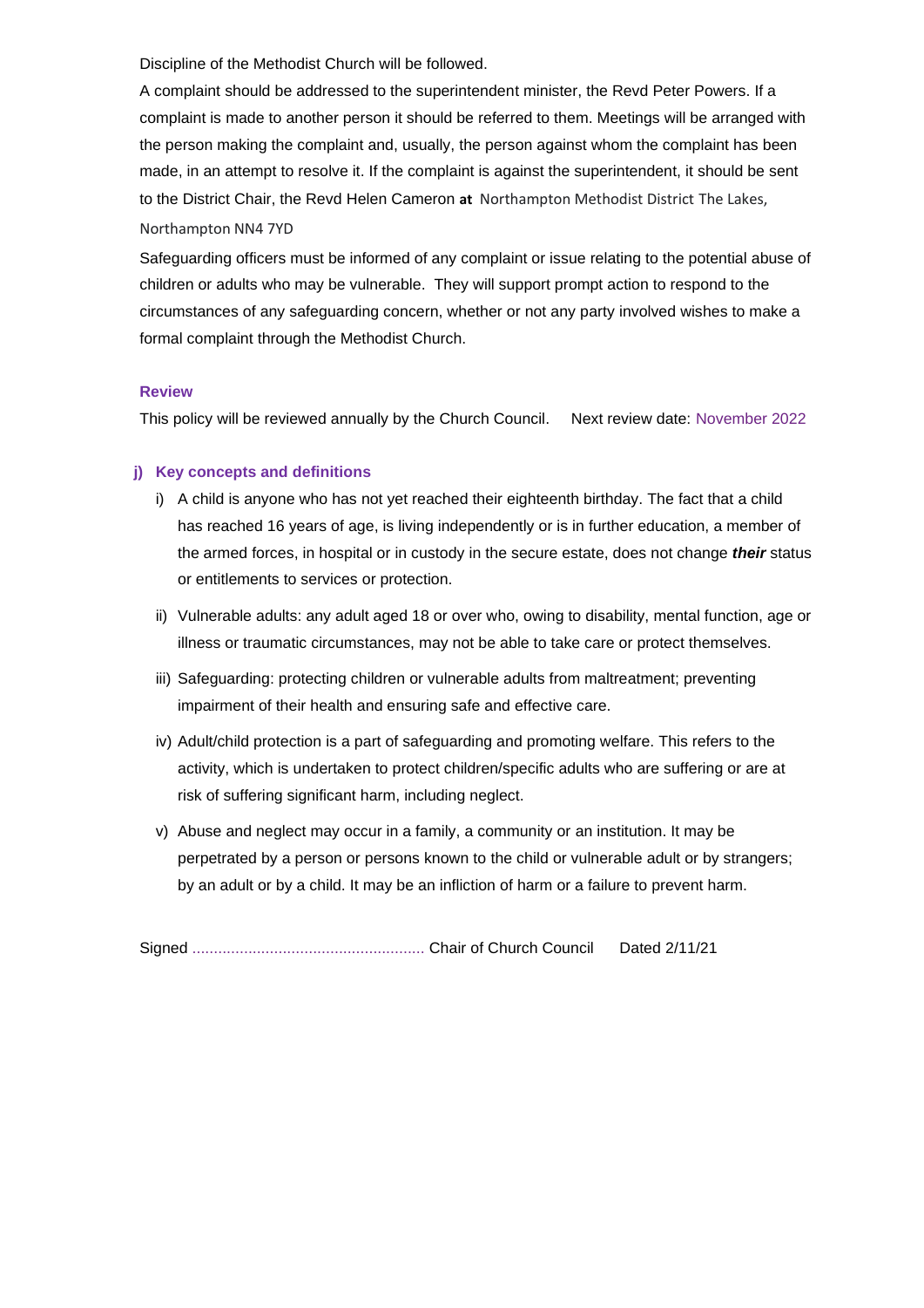Discipline of the Methodist Church will be followed.

A complaint should be addressed to the superintendent minister, the Revd Peter Powers. If a complaint is made to another person it should be referred to them. Meetings will be arranged with the person making the complaint and, usually, the person against whom the complaint has been made, in an attempt to resolve it. If the complaint is against the superintendent, it should be sent to the District Chair, the Revd Helen Cameron **at** Northampton Methodist District The Lakes, Northampton NN4 7YD

Safeguarding officers must be informed of any complaint or issue relating to the potential abuse of children or adults who may be vulnerable. They will support prompt action to respond to the circumstances of any safeguarding concern, whether or not any party involved wishes to make a formal complaint through the Methodist Church.

### Review

This policy will be reviewed annually by the Church Council. Next review date: November 2022

### j) Key concepts and definitions

i) A child is anyone who has not yet reached their eighteenth birthday. The fact that a child has reached 16 years of age, is living independently or is in further education, a member of the armed forces, in hospital or in custody in the secure estate, does not change ***their*** status or entitlements to services or protection.

ii) Vulnerable adults: any adult aged 18 or over who, owing to disability, mental function, age or illness or traumatic circumstances, may not be able to take care or protect themselves.

iii) Safeguarding: protecting children or vulnerable adults from maltreatment; preventing impairment of their health and ensuring safe and effective care.

iv) Adult/child protection is a part of safeguarding and promoting welfare. This refers to the activity, which is undertaken to protect children/specific adults who are suffering or are at risk of suffering significant harm, including neglect.

v) Abuse and neglect may occur in a family, a community or an institution. It may be perpetrated by a person or persons known to the child or vulnerable adult or by strangers; by an adult or by a child. It may be an infliction of harm or a failure to prevent harm.

Signed ...................................................... Chair of Church Council Dated 2/11/21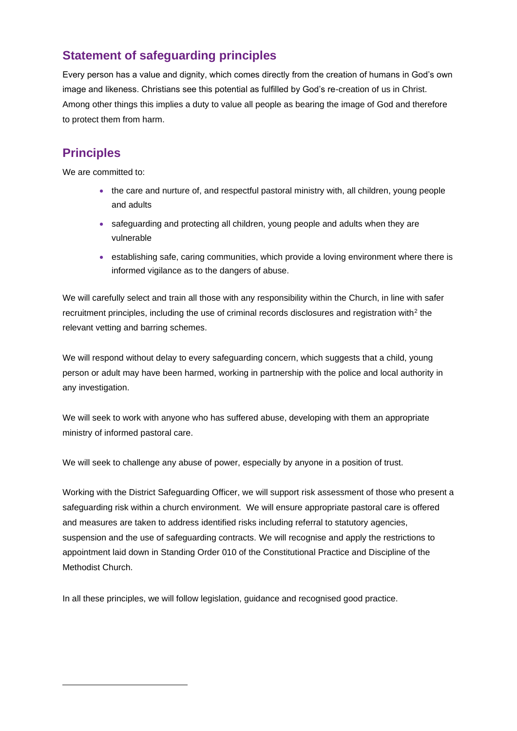## Statement of safeguarding principles

Every person has a value and dignity, which comes directly from the creation of humans in God's own image and likeness. Christians see this potential as fulfilled by God's re-creation of us in Christ. Among other things this implies a duty to value all people as bearing the image of God and therefore to protect them from harm.

## Principles

We are committed to:

- the care and nurture of, and respectful pastoral ministry with, all children, young people and adults
- safeguarding and protecting all children, young people and adults when they are vulnerable
- establishing safe, caring communities, which provide a loving environment where there is informed vigilance as to the dangers of abuse.

We will carefully select and train all those with any responsibility within the Church, in line with safer recruitment principles, including the use of criminal records disclosures and registration with[2] the relevant vetting and barring schemes.

We will respond without delay to every safeguarding concern, which suggests that a child, young person or adult may have been harmed, working in partnership with the police and local authority in any investigation.

We will seek to work with anyone who has suffered abuse, developing with them an appropriate ministry of informed pastoral care.

We will seek to challenge any abuse of power, especially by anyone in a position of trust.

Working with the District Safeguarding Officer, we will support risk assessment of those who present a safeguarding risk within a church environment. We will ensure appropriate pastoral care is offered and measures are taken to address identified risks including referral to statutory agencies, suspension and the use of safeguarding contracts. We will recognise and apply the restrictions to appointment laid down in Standing Order 010 of the Constitutional Practice and Discipline of the Methodist Church.

In all these principles, we will follow legislation, guidance and recognised good practice.